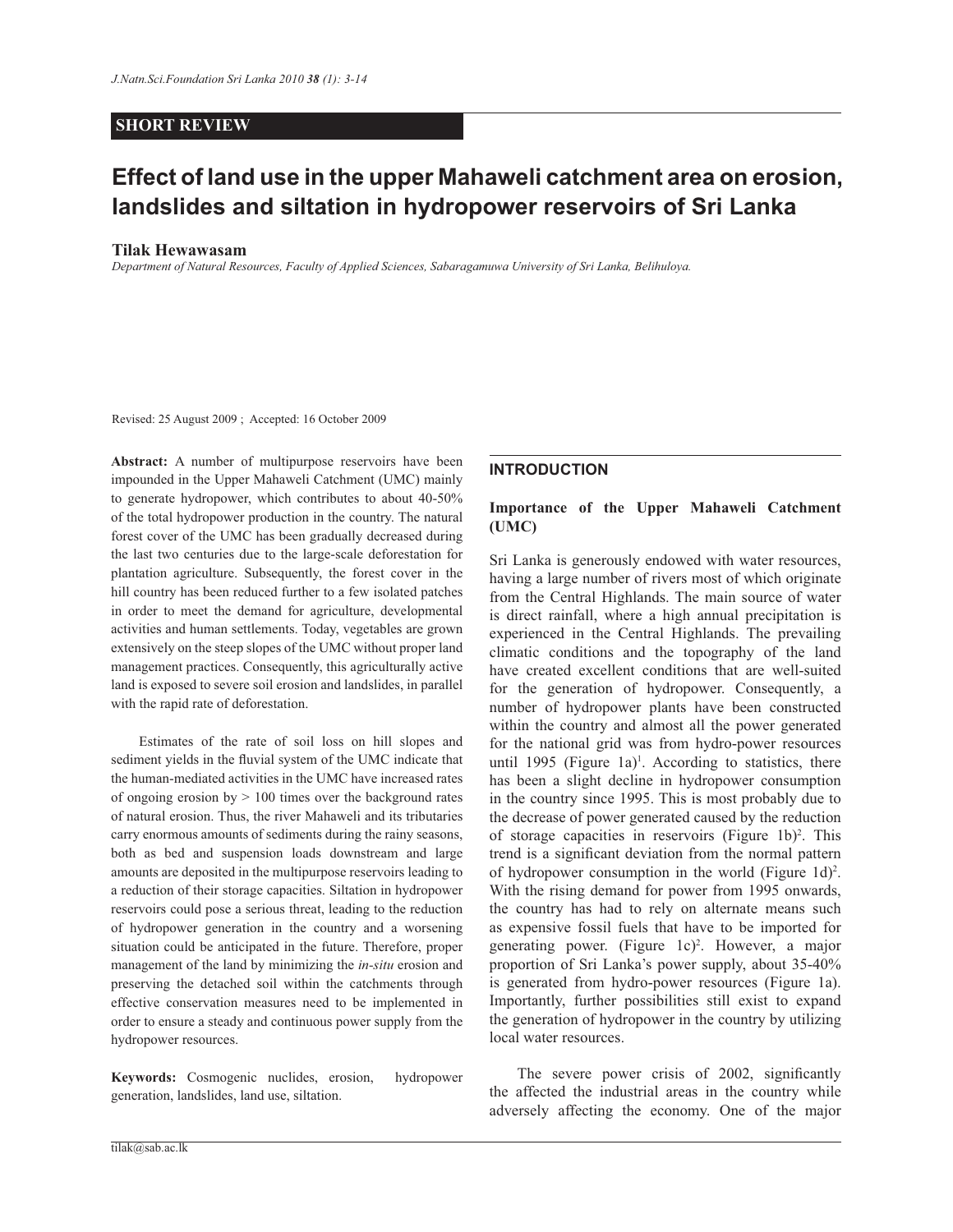**SHORT REVIEW**

# Effect of land use in the upper Mahaweli catchment area on erosion, landslides and siltation in hydropower reservoirs of Sri Lanka

**Tilak Hewawasam**

*Department of Natural Resources, Faculty of Applied Sciences, Sabaragamuwa University of Sri Lanka, Belihuloya.*

Revised: 25 August 2009 ; Accepted: 16 October 2009

**Abstract:** A number of multipurpose reservoirs have been impounded in the Upper Mahaweli Catchment (UMC) mainly to generate hydropower, which contributes to about 40-50% of the total hydropower production in the country. The natural forest cover of the UMC has been gradually decreased during the last two centuries due to the large-scale deforestation for plantation agriculture. Subsequently, the forest cover in the hill country has been reduced further to a few isolated patches in order to meet the demand for agriculture, developmental activities and human settlements. Today, vegetables are grown extensively on the steep slopes of the UMC without proper land management practices. Consequently, this agriculturally active land is exposed to severe soil erosion and landslides, in parallel with the rapid rate of deforestation.

Estimates of the rate of soil loss on hill slopes and sediment yields in the fluvial system of the UMC indicate that the human-mediated activities in the UMC have increased rates of ongoing erosion by > 100 times over the background rates of natural erosion. Thus, the river Mahaweli and its tributaries carry enormous amounts of sediments during the rainy seasons, both as bed and suspension loads downstream and large amounts are deposited in the multipurpose reservoirs leading to a reduction of their storage capacities. Siltation in hydropower reservoirs could pose a serious threat, leading to the reduction of hydropower generation in the country and a worsening situation could be anticipated in the future. Therefore, proper management of the land by minimizing the *in-situ* erosion and preserving the detached soil within the catchments through effective conservation measures need to be implemented in order to ensure a steady and continuous power supply from the hydropower resources.

**Keywords:** Cosmogenic nuclides, erosion, hydropower generation, landslides, land use, siltation.

## INTRODUCTION

### Importance of the Upper Mahaweli Catchment (UMC)

Sri Lanka is generously endowed with water resources, having a large number of rivers most of which originate from the Central Highlands. The main source of water is direct rainfall, where a high annual precipitation is experienced in the Central Highlands. The prevailing climatic conditions and the topography of the land have created excellent conditions that are well-suited for the generation of hydropower. Consequently, a number of hydropower plants have been constructed within the country and almost all the power generated for the national grid was from hydro-power resources until 1995 (Figure 1a)[1]. According to statistics, there has been a slight decline in hydropower consumption in the country since 1995. This is most probably due to the decrease of power generated caused by the reduction of storage capacities in reservoirs (Figure 1b)[2]. This trend is a significant deviation from the normal pattern of hydropower consumption in the world (Figure 1d)[2]. With the rising demand for power from 1995 onwards, the country has had to rely on alternate means such as expensive fossil fuels that have to be imported for generating power. (Figure 1c)[2]. However, a major proportion of Sri Lanka's power supply, about 35-40% is generated from hydro-power resources (Figure 1a). Importantly, further possibilities still exist to expand the generation of hydropower in the country by utilizing local water resources.

The severe power crisis of 2002, significantly the affected the industrial areas in the country while adversely affecting the economy. One of the major

tilak@sab.ac.lk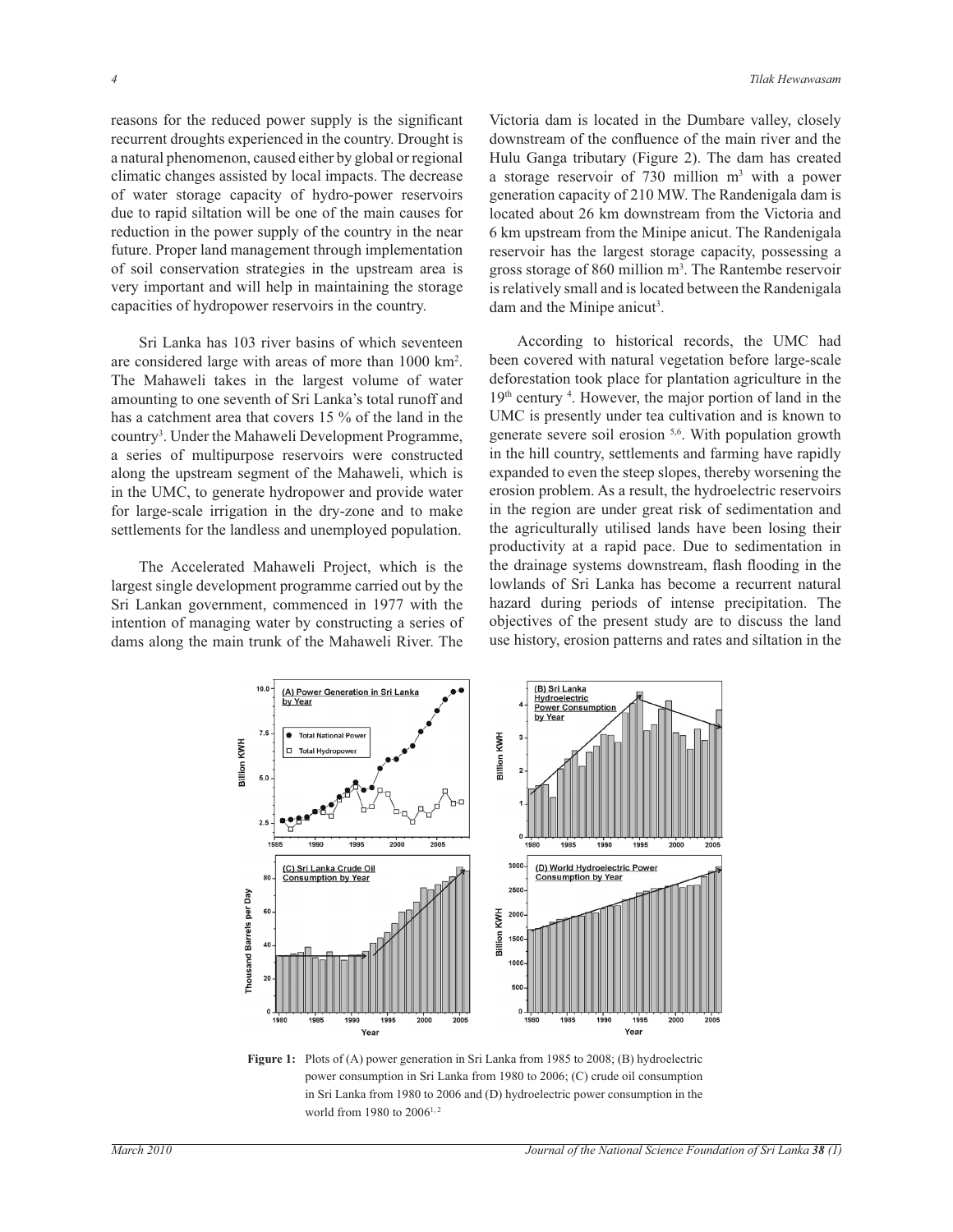reasons for the reduced power supply is the significant recurrent droughts experienced in the country. Drought is a natural phenomenon, caused either by global or regional climatic changes assisted by local impacts. The decrease of water storage capacity of hydro-power reservoirs due to rapid siltation will be one of the main causes for reduction in the power supply of the country in the near future. Proper land management through implementation of soil conservation strategies in the upstream area is very important and will help in maintaining the storage capacities of hydropower reservoirs in the country.

Sri Lanka has 103 river basins of which seventeen are considered large with areas of more than 1000 km$^2$. The Mahaweli takes in the largest volume of water amounting to one seventh of Sri Lanka's total runoff and has a catchment area that covers 15 % of the land in the country[3]. Under the Mahaweli Development Programme, a series of multipurpose reservoirs were constructed along the upstream segment of the Mahaweli, which is in the UMC, to generate hydropower and provide water for large-scale irrigation in the dry-zone and to make settlements for the landless and unemployed population.

The Accelerated Mahaweli Project, which is the largest single development programme carried out by the Sri Lankan government, commenced in 1977 with the intention of managing water by constructing a series of dams along the main trunk of the Mahaweli River. The Victoria dam is located in the Dumbare valley, closely downstream of the confluence of the main river and the Hulu Ganga tributary (Figure 2). The dam has created a storage reservoir of 730 million m$^3$ with a power generation capacity of 210 MW. The Randenigala dam is located about 26 km downstream from the Victoria and 6 km upstream from the Minipe anicut. The Randenigala reservoir has the largest storage capacity, possessing a gross storage of 860 million m$^3$. The Rantembe reservoir is relatively small and is located between the Randenigala dam and the Minipe anicut[3].

According to historical records, the UMC had been covered with natural vegetation before large-scale deforestation took place for plantation agriculture in the 19$^{th}$ century [4]. However, the major portion of land in the UMC is presently under tea cultivation and is known to generate severe soil erosion [5,6]. With population growth in the hill country, settlements and farming have rapidly expanded to even the steep slopes, thereby worsening the erosion problem. As a result, the hydroelectric reservoirs in the region are under great risk of sedimentation and the agriculturally utilised lands have been losing their productivity at a rapid pace. Due to sedimentation in the drainage systems downstream, flash flooding in the lowlands of Sri Lanka has become a recurrent natural hazard during periods of intense precipitation. The objectives of the present study are to discuss the land use history, erosion patterns and rates and siltation in the

**Figure 1:** Plots of (A) power generation in Sri Lanka from 1985 to 2008; (B) hydroelectric power consumption in Sri Lanka from 1980 to 2006; (C) crude oil consumption in Sri Lanka from 1980 to 2006 and (D) hydroelectric power consumption in the world from 1980 to 2006[1, 2]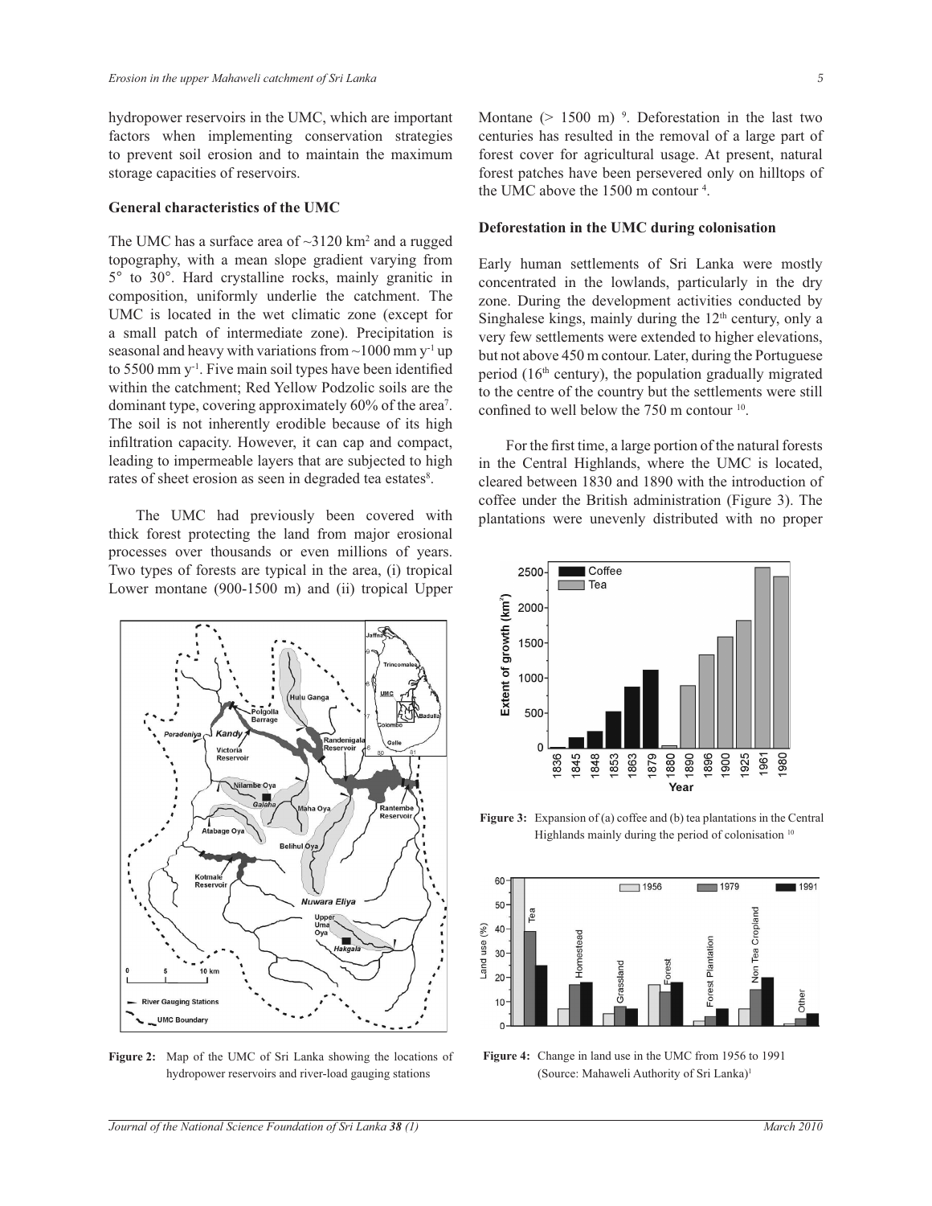hydropower reservoirs in the UMC, which are important factors when implementing conservation strategies to prevent soil erosion and to maintain the maximum storage capacities of reservoirs.

## General characteristics of the UMC

The UMC has a surface area of ~3120 km$^2$ and a rugged topography, with a mean slope gradient varying from 5° to 30°. Hard crystalline rocks, mainly granitic in composition, uniformly underlie the catchment. The UMC is located in the wet climatic zone (except for a small patch of intermediate zone). Precipitation is seasonal and heavy with variations from ~1000 mm y$^{-1}$ up to 5500 mm y$^{-1}$. Five main soil types have been identified within the catchment; Red Yellow Podzolic soils are the dominant type, covering approximately 60% of the area[7]. The soil is not inherently erodible because of its high infiltration capacity. However, it can cap and compact, leading to impermeable layers that are subjected to high rates of sheet erosion as seen in degraded tea estates[8].

The UMC had previously been covered with thick forest protecting the land from major erosional processes over thousands or even millions of years. Two types of forests are typical in the area, (i) tropical Lower montane (900-1500 m) and (ii) tropical Upper Montane (> 1500 m)[9]. Deforestation in the last two centuries has resulted in the removal of a large part of forest cover for agricultural usage. At present, natural forest patches have been persevered only on hilltops of the UMC above the 1500 m contour[4].

**Figure 2:** Map of the UMC of Sri Lanka showing the locations of hydropower reservoirs and river-load gauging stations

## Deforestation in the UMC during colonisation

Early human settlements of Sri Lanka were mostly concentrated in the lowlands, particularly in the dry zone. During the development activities conducted by Singhalese kings, mainly during the 12$^{th}$ century, only a very few settlements were extended to higher elevations, but not above 450 m contour. Later, during the Portuguese period (16$^{th}$ century), the population gradually migrated to the centre of the country but the settlements were still confined to well below the 750 m contour[10].

For the first time, a large portion of the natural forests in the Central Highlands, where the UMC is located, cleared between 1830 and 1890 with the introduction of coffee under the British administration (Figure 3). The plantations were unevenly distributed with no proper

**Figure 3:** Expansion of (a) coffee and (b) tea plantations in the Central Highlands mainly during the period of colonisation[10]

**Figure 4:** Change in land use in the UMC from 1956 to 1991 (Source: Mahaweli Authority of Sri Lanka)[1]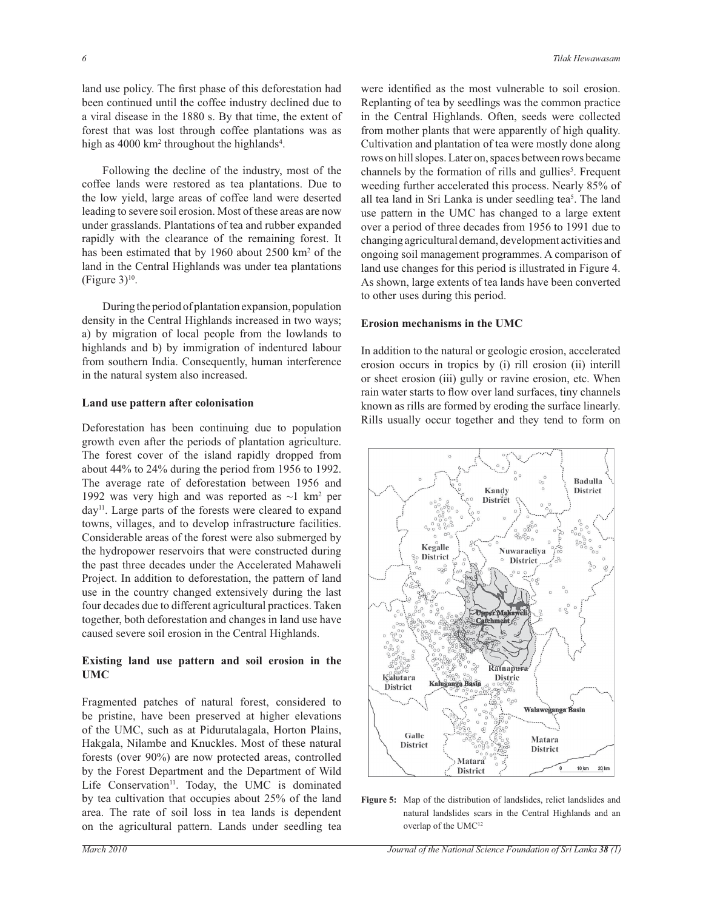land use policy. The first phase of this deforestation had been continued until the coffee industry declined due to a viral disease in the 1880 s. By that time, the extent of forest that was lost through coffee plantations was as high as 4000 km$^2$ throughout the highlands[4].

Following the decline of the industry, most of the coffee lands were restored as tea plantations. Due to the low yield, large areas of coffee land were deserted leading to severe soil erosion. Most of these areas are now under grasslands. Plantations of tea and rubber expanded rapidly with the clearance of the remaining forest. It has been estimated that by 1960 about 2500 km$^2$ of the land in the Central Highlands was under tea plantations (Figure 3)[10].

During the period of plantation expansion, population density in the Central Highlands increased in two ways; a) by migration of local people from the lowlands to highlands and b) by immigration of indentured labour from southern India. Consequently, human interference in the natural system also increased.

### Land use pattern after colonisation

Deforestation has been continuing due to population growth even after the periods of plantation agriculture. The forest cover of the island rapidly dropped from about 44% to 24% during the period from 1956 to 1992. The average rate of deforestation between 1956 and 1992 was very high and was reported as ~1 km$^2$ per day[11]. Large parts of the forests were cleared to expand towns, villages, and to develop infrastructure facilities. Considerable areas of the forest were also submerged by the hydropower reservoirs that were constructed during the past three decades under the Accelerated Mahaweli Project. In addition to deforestation, the pattern of land use in the country changed extensively during the last four decades due to different agricultural practices. Taken together, both deforestation and changes in land use have caused severe soil erosion in the Central Highlands.

### Existing land use pattern and soil erosion in the UMC

Fragmented patches of natural forest, considered to be pristine, have been preserved at higher elevations of the UMC, such as at Pidurutalagala, Horton Plains, Hakgala, Nilambe and Knuckles. Most of these natural forests (over 90%) are now protected areas, controlled by the Forest Department and the Department of Wild Life Conservation[11]. Today, the UMC is dominated by tea cultivation that occupies about 25% of the land area. The rate of soil loss in tea lands is dependent on the agricultural pattern. Lands under seedling tea were identified as the most vulnerable to soil erosion. Replanting of tea by seedlings was the common practice in the Central Highlands. Often, seeds were collected from mother plants that were apparently of high quality. Cultivation and plantation of tea were mostly done along rows on hill slopes. Later on, spaces between rows became channels by the formation of rills and gullies[5]. Frequent weeding further accelerated this process. Nearly 85% of all tea land in Sri Lanka is under seedling tea[5]. The land use pattern in the UMC has changed to a large extent over a period of three decades from 1956 to 1991 due to changing agricultural demand, development activities and ongoing soil management programmes. A comparison of land use changes for this period is illustrated in Figure 4. As shown, large extents of tea lands have been converted to other uses during this period.

### Erosion mechanisms in the UMC

In addition to the natural or geologic erosion, accelerated erosion occurs in tropics by (i) rill erosion (ii) interill or sheet erosion (iii) gully or ravine erosion, etc. When rain water starts to flow over land surfaces, tiny channels known as rills are formed by eroding the surface linearly. Rills usually occur together and they tend to form on

**Figure 5:** Map of the distribution of landslides, relict landslides and natural landslides scars in the Central Highlands and an overlap of the UMC[12]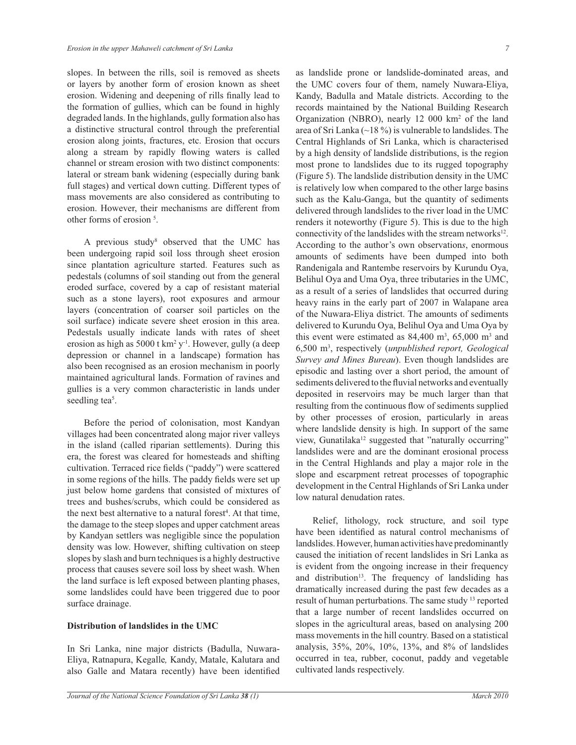slopes. In between the rills, soil is removed as sheets or layers by another form of erosion known as sheet erosion. Widening and deepening of rills finally lead to the formation of gullies, which can be found in highly degraded lands. In the highlands, gully formation also has a distinctive structural control through the preferential erosion along joints, fractures, etc. Erosion that occurs along a stream by rapidly flowing waters is called channel or stream erosion with two distinct components: lateral or stream bank widening (especially during bank full stages) and vertical down cutting. Different types of mass movements are also considered as contributing to erosion. However, their mechanisms are different from other forms of erosion [5].

A previous study[8] observed that the UMC has been undergoing rapid soil loss through sheet erosion since plantation agriculture started. Features such as pedestals (columns of soil standing out from the general eroded surface, covered by a cap of resistant material such as a stone layers), root exposures and armour layers (concentration of coarser soil particles on the soil surface) indicate severe sheet erosion in this area. Pedestals usually indicate lands with rates of sheet erosion as high as 5000 t $km^2$ $y^{-1}$. However, gully (a deep depression or channel in a landscape) formation has also been recognised as an erosion mechanism in poorly maintained agricultural lands. Formation of ravines and gullies is a very common characteristic in lands under seedling tea[5].

Before the period of colonisation, most Kandyan villages had been concentrated along major river valleys in the island (called riparian settlements). During this era, the forest was cleared for homesteads and shifting cultivation. Terraced rice fields ("paddy") were scattered in some regions of the hills. The paddy fields were set up just below home gardens that consisted of mixtures of trees and bushes/scrubs, which could be considered as the next best alternative to a natural forest[4]. At that time, the damage to the steep slopes and upper catchment areas by Kandyan settlers was negligible since the population density was low. However, shifting cultivation on steep slopes by slash and burn techniques is a highly destructive process that causes severe soil loss by sheet wash. When the land surface is left exposed between planting phases, some landslides could have been triggered due to poor surface drainage.

**Distribution of landslides in the UMC**

In Sri Lanka, nine major districts (Badulla, Nuwara-Eliya, Ratnapura, Kegalle*,* Kandy, Matale, Kalutara and also Galle and Matara recently) have been identified as landslide prone or landslide-dominated areas, and the UMC covers four of them, namely Nuwara-Eliya, Kandy, Badulla and Matale districts. According to the records maintained by the National Building Research Organization (NBRO), nearly 12 000 $km^2$ of the land area of Sri Lanka (~18 %) is vulnerable to landslides. The Central Highlands of Sri Lanka, which is characterised by a high density of landslide distributions, is the region most prone to landslides due to its rugged topography (Figure 5). The landslide distribution density in the UMC is relatively low when compared to the other large basins such as the Kalu-Ganga, but the quantity of sediments delivered through landslides to the river load in the UMC renders it noteworthy (Figure 5). This is due to the high connectivity of the landslides with the stream networks[12]. According to the author's own observations, enormous amounts of sediments have been dumped into both Randenigala and Rantembe reservoirs by Kurundu Oya, Belihul Oya and Uma Oya, three tributaries in the UMC, as a result of a series of landslides that occurred during heavy rains in the early part of 2007 in Walapane area of the Nuwara-Eliya district. The amounts of sediments delivered to Kurundu Oya, Belihul Oya and Uma Oya by this event were estimated as 84,400 $m^3$, 65,000 $m^3$ and 6,500 $m^3$, respectively (*unpublished report, Geological Survey and Mines Bureau*). Even though landslides are episodic and lasting over a short period, the amount of sediments delivered to the fluvial networks and eventually deposited in reservoirs may be much larger than that resulting from the continuous flow of sediments supplied by other processes of erosion, particularly in areas where landslide density is high. In support of the same view, Gunatilaka[12] suggested that "naturally occurring" landslides were and are the dominant erosional process in the Central Highlands and play a major role in the slope and escarpment retreat processes of topographic development in the Central Highlands of Sri Lanka under low natural denudation rates.

Relief, lithology, rock structure, and soil type have been identified as natural control mechanisms of landslides. However, human activities have predominantly caused the initiation of recent landslides in Sri Lanka as is evident from the ongoing increase in their frequency and distribution[13]. The frequency of landsliding has dramatically increased during the past few decades as a result of human perturbations. The same study [13] reported that a large number of recent landslides occurred on slopes in the agricultural areas, based on analysing 200 mass movements in the hill country. Based on a statistical analysis, 35%, 20%, 10%, 13%, and 8% of landslides occurred in tea, rubber, coconut, paddy and vegetable cultivated lands respectively.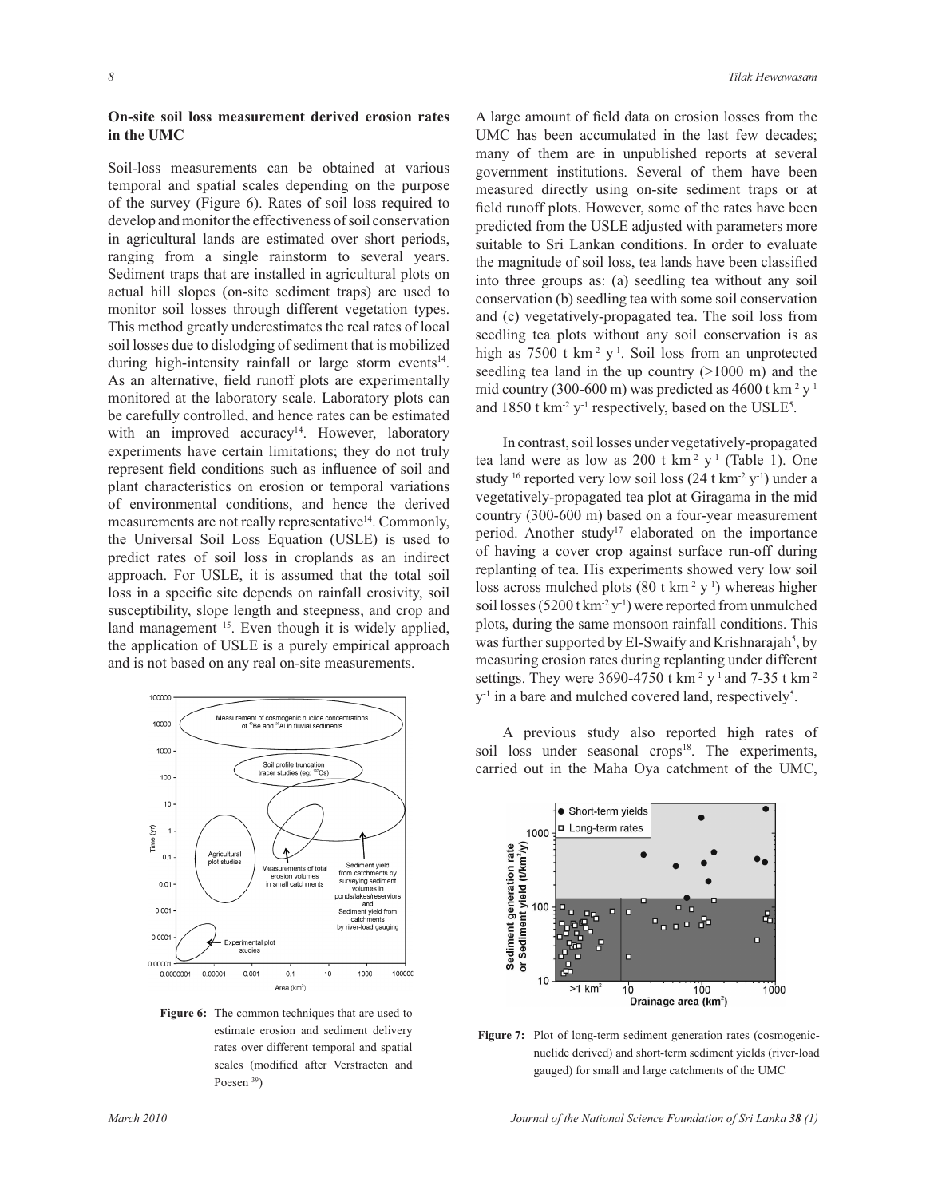**On-site soil loss measurement derived erosion rates in the UMC**

Soil-loss measurements can be obtained at various temporal and spatial scales depending on the purpose of the survey (Figure 6). Rates of soil loss required to develop and monitor the effectiveness of soil conservation in agricultural lands are estimated over short periods, ranging from a single rainstorm to several years. Sediment traps that are installed in agricultural plots on actual hill slopes (on-site sediment traps) are used to monitor soil losses through different vegetation types. This method greatly underestimates the real rates of local soil losses due to dislodging of sediment that is mobilized during high-intensity rainfall or large storm events[14]. As an alternative, field runoff plots are experimentally monitored at the laboratory scale. Laboratory plots can be carefully controlled, and hence rates can be estimated with an improved accuracy[14]. However, laboratory experiments have certain limitations; they do not truly represent field conditions such as influence of soil and plant characteristics on erosion or temporal variations of environmental conditions, and hence the derived measurements are not really representative[14]. Commonly, the Universal Soil Loss Equation (USLE) is used to predict rates of soil loss in croplands as an indirect approach. For USLE, it is assumed that the total soil loss in a specific site depends on rainfall erosivity, soil susceptibility, slope length and steepness, and crop and land management [15]. Even though it is widely applied, the application of USLE is a purely empirical approach and is not based on any real on-site measurements.

**Figure 6:** The common techniques that are used to estimate erosion and sediment delivery rates over different temporal and spatial scales (modified after Verstraeten and Poesen [39])

A large amount of field data on erosion losses from the UMC has been accumulated in the last few decades; many of them are in unpublished reports at several government institutions. Several of them have been measured directly using on-site sediment traps or at field runoff plots. However, some of the rates have been predicted from the USLE adjusted with parameters more suitable to Sri Lankan conditions. In order to evaluate the magnitude of soil loss, tea lands have been classified into three groups as: (a) seedling tea without any soil conservation (b) seedling tea with some soil conservation and (c) vegetatively-propagated tea. The soil loss from seedling tea plots without any soil conservation is as high as 7500 t km$^{-2}$ y$^{-1}$. Soil loss from an unprotected seedling tea land in the up country (>1000 m) and the mid country (300-600 m) was predicted as 4600 t km$^{-2}$ y$^{-1}$ and 1850 t km$^{-2}$ y$^{-1}$ respectively, based on the USLE[5].

In contrast, soil losses under vegetatively-propagated tea land were as low as 200 t km$^{-2}$ y$^{-1}$ (Table 1). One study [16] reported very low soil loss (24 t km$^{-2}$ y$^{-1}$) under a vegetatively-propagated tea plot at Giragama in the mid country (300-600 m) based on a four-year measurement period. Another study[17] elaborated on the importance of having a cover crop against surface run-off during replanting of tea. His experiments showed very low soil loss across mulched plots (80 t km$^{-2}$ y$^{-1}$) whereas higher soil losses (5200 t km$^{-2}$ y$^{-1}$) were reported from unmulched plots, during the same monsoon rainfall conditions. This was further supported by El-Swaify and Krishnarajah[5], by measuring erosion rates during replanting under different settings. They were 3690-4750 t km$^{-2}$ y$^{-1}$ and 7-35 t km$^{-2}$ y$^{-1}$ in a bare and mulched covered land, respectively[5].

A previous study also reported high rates of soil loss under seasonal crops[18]. The experiments, carried out in the Maha Oya catchment of the UMC,

**Figure 7:** Plot of long-term sediment generation rates (cosmogenic-nuclide derived) and short-term sediment yields (river-load gauged) for small and large catchments of the UMC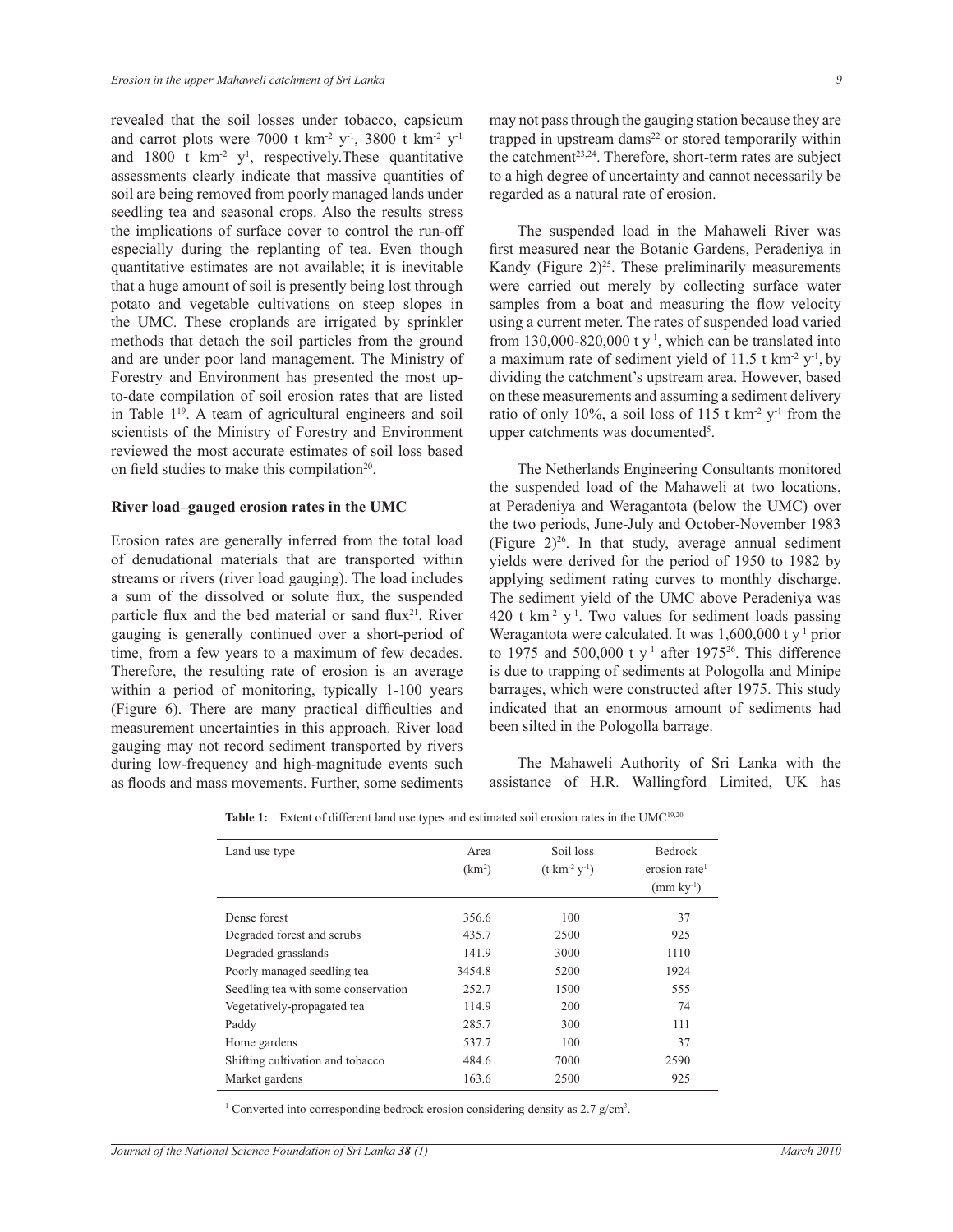revealed that the soil losses under tobacco, capsicum and carrot plots were 7000 t $km^{-2}$ $y^{-1}$, 3800 t $km^{-2}$ $y^{-1}$ and 1800 t $km^{-2}$ $y^{1}$, respectively.These quantitative assessments clearly indicate that massive quantities of soil are being removed from poorly managed lands under seedling tea and seasonal crops. Also the results stress the implications of surface cover to control the run-off especially during the replanting of tea. Even though quantitative estimates are not available; it is inevitable that a huge amount of soil is presently being lost through potato and vegetable cultivations on steep slopes in the UMC. These croplands are irrigated by sprinkler methods that detach the soil particles from the ground and are under poor land management. The Ministry of Forestry and Environment has presented the most up-to-date compilation of soil erosion rates that are listed in Table 1[19]. A team of agricultural engineers and soil scientists of the Ministry of Forestry and Environment reviewed the most accurate estimates of soil loss based on field studies to make this compilation[20].

**River load–gauged erosion rates in the UMC**

Erosion rates are generally inferred from the total load of denudational materials that are transported within streams or rivers (river load gauging). The load includes a sum of the dissolved or solute flux, the suspended particle flux and the bed material or sand flux[21]. River gauging is generally continued over a short-period of time, from a few years to a maximum of few decades. Therefore, the resulting rate of erosion is an average within a period of monitoring, typically 1-100 years (Figure 6). There are many practical difficulties and measurement uncertainties in this approach. River load gauging may not record sediment transported by rivers during low-frequency and high-magnitude events such as floods and mass movements. Further, some sediments may not pass through the gauging station because they are trapped in upstream dams[22] or stored temporarily within the catchment[23,24]. Therefore, short-term rates are subject to a high degree of uncertainty and cannot necessarily be regarded as a natural rate of erosion.

The suspended load in the Mahaweli River was first measured near the Botanic Gardens, Peradeniya in Kandy (Figure 2)[25]. These preliminarily measurements were carried out merely by collecting surface water samples from a boat and measuring the flow velocity using a current meter. The rates of suspended load varied from 130,000-820,000 t $y^{-1}$, which can be translated into a maximum rate of sediment yield of 11.5 t $km^{-2}$ $y^{-1}$, by dividing the catchment's upstream area. However, based on these measurements and assuming a sediment delivery ratio of only 10%, a soil loss of 115 t $km^{-2}$ $y^{-1}$ from the upper catchments was documented[5].

The Netherlands Engineering Consultants monitored the suspended load of the Mahaweli at two locations, at Peradeniya and Weragantota (below the UMC) over the two periods, June-July and October-November 1983 (Figure 2)[26]. In that study, average annual sediment yields were derived for the period of 1950 to 1982 by applying sediment rating curves to monthly discharge. The sediment yield of the UMC above Peradeniya was 420 t $km^{-2}$ $y^{-1}$. Two values for sediment loads passing Weragantota were calculated. It was 1,600,000 t $y^{-1}$ prior to 1975 and 500,000 t $y^{-1}$ after 1975[26]. This difference is due to trapping of sediments at Pologolla and Minipe barrages, which were constructed after 1975. This study indicated that an enormous amount of sediments had been silted in the Pologolla barrage.

The Mahaweli Authority of Sri Lanka with the assistance of H.R. Wallingford Limited, UK has

**Table 1:** Extent of different land use types and estimated soil erosion rates in the UMC[19,20]

| Land use type | Area ($km^2$) | Soil loss (t $km^{-2}$ $y^{-1}$) | Bedrock erosion rate[1] (mm $ky^{-1}$) |
|---|---|---|---|
| Dense forest | 356.6 | 100 | 37 |
| Degraded forest and scrubs | 435.7 | 2500 | 925 |
| Degraded grasslands | 141.9 | 3000 | 1110 |
| Poorly managed seedling tea | 3454.8 | 5200 | 1924 |
| Seedling tea with some conservation | 252.7 | 1500 | 555 |
| Vegetatively-propagated tea | 114.9 | 200 | 74 |
| Paddy | 285.7 | 300 | 111 |
| Home gardens | 537.7 | 100 | 37 |
| Shifting cultivation and tobacco | 484.6 | 7000 | 2590 |
| Market gardens | 163.6 | 2500 | 925 |

[1] Converted into corresponding bedrock erosion considering density as 2.7 g/$cm^3$.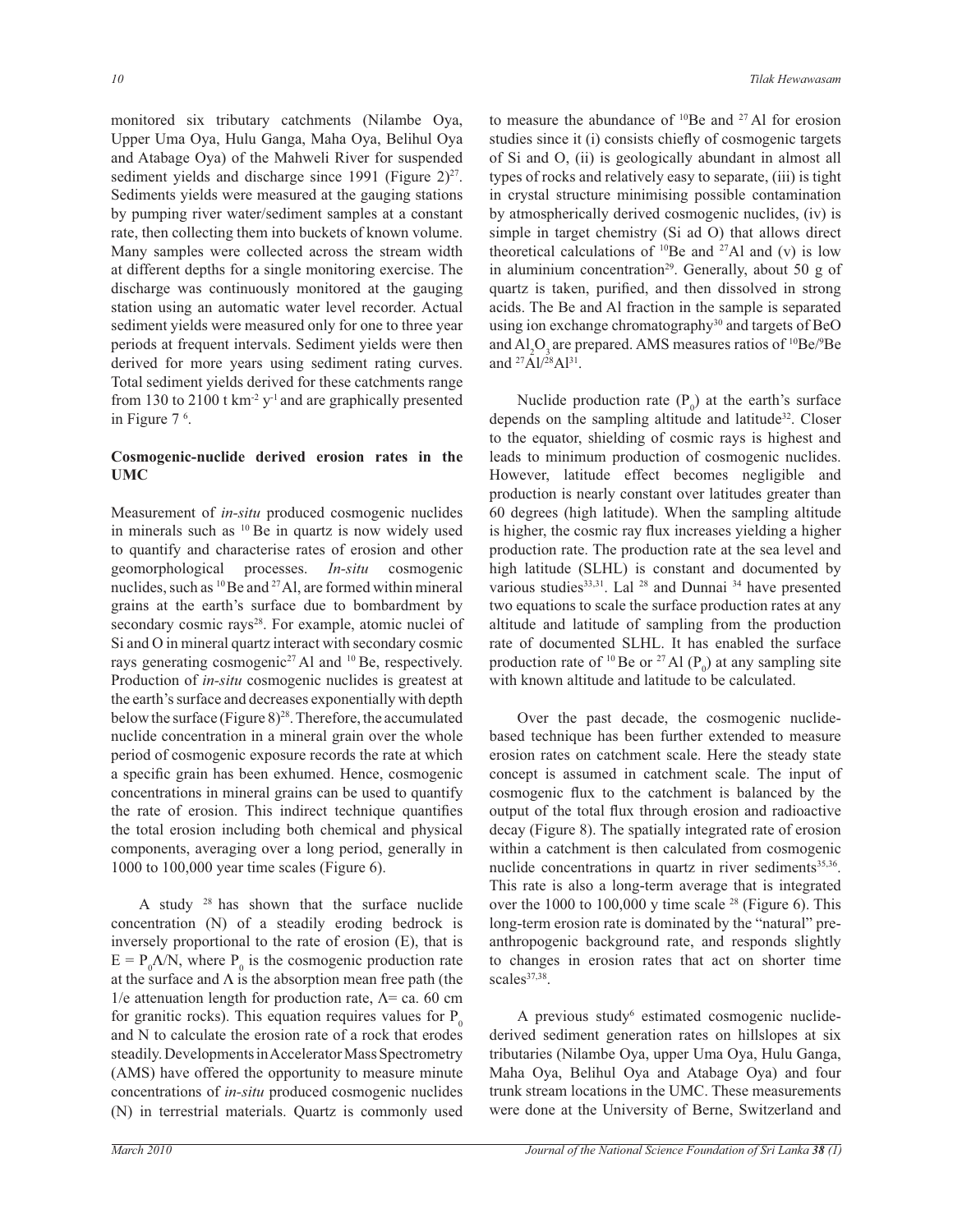monitored six tributary catchments (Nilambe Oya, Upper Uma Oya, Hulu Ganga, Maha Oya, Belihul Oya and Atabage Oya) of the Mahweli River for suspended sediment yields and discharge since 1991 (Figure 2)[27]. Sediments yields were measured at the gauging stations by pumping river water/sediment samples at a constant rate, then collecting them into buckets of known volume. Many samples were collected across the stream width at different depths for a single monitoring exercise. The discharge was continuously monitored at the gauging station using an automatic water level recorder. Actual sediment yields were measured only for one to three year periods at frequent intervals. Sediment yields were then derived for more years using sediment rating curves. Total sediment yields derived for these catchments range from 130 to 2100 t $km^{-2}$ $y^{-1}$ and are graphically presented in Figure 7 [6].

**Cosmogenic-nuclide derived erosion rates in the UMC**

Measurement of *in-situ* produced cosmogenic nuclides in minerals such as $^{10}Be$ in quartz is now widely used to quantify and characterise rates of erosion and other geomorphological processes. *In-situ* cosmogenic nuclides, such as $^{10}Be$ and $^{27}Al$, are formed within mineral grains at the earth's surface due to bombardment by secondary cosmic rays[28]. For example, atomic nuclei of Si and O in mineral quartz interact with secondary cosmic rays generating cosmogenic $^{27}Al$ and $^{10}Be$, respectively. Production of *in-situ* cosmogenic nuclides is greatest at the earth's surface and decreases exponentially with depth below the surface (Figure 8)[28]. Therefore, the accumulated nuclide concentration in a mineral grain over the whole period of cosmogenic exposure records the rate at which a specific grain has been exhumed. Hence, cosmogenic concentrations in mineral grains can be used to quantify the rate of erosion. This indirect technique quantifies the total erosion including both chemical and physical components, averaging over a long period, generally in 1000 to 100,000 year time scales (Figure 6).

A study [28] has shown that the surface nuclide concentration (N) of a steadily eroding bedrock is inversely proportional to the rate of erosion (E), that is $E = P_0\Lambda/N$, where $P_0$ is the cosmogenic production rate at the surface and $\Lambda$ is the absorption mean free path (the 1/e attenuation length for production rate, $\Lambda$= ca. 60 cm for granitic rocks). This equation requires values for $P_0$ and N to calculate the erosion rate of a rock that erodes steadily. Developments in Accelerator Mass Spectrometry (AMS) have offered the opportunity to measure minute concentrations of *in-situ* produced cosmogenic nuclides (N) in terrestrial materials. Quartz is commonly used to measure the abundance of $^{10}Be$ and $^{27}Al$ for erosion studies since it (i) consists chiefly of cosmogenic targets of Si and O, (ii) is geologically abundant in almost all types of rocks and relatively easy to separate, (iii) is tight in crystal structure minimising possible contamination by atmospherically derived cosmogenic nuclides, (iv) is simple in target chemistry (Si ad O) that allows direct theoretical calculations of $^{10}Be$ and $^{27}Al$ and (v) is low in aluminium concentration[29]. Generally, about 50 g of quartz is taken, purified, and then dissolved in strong acids. The Be and Al fraction in the sample is separated using ion exchange chromatography[30] and targets of BeO and $Al_2O_3$ are prepared. AMS measures ratios of $^{10}Be/^{9}Be$ and $^{27}Al/^{28}Al$[31].

Nuclide production rate ($P_0$) at the earth's surface depends on the sampling altitude and latitude[32]. Closer to the equator, shielding of cosmic rays is highest and leads to minimum production of cosmogenic nuclides. However, latitude effect becomes negligible and production is nearly constant over latitudes greater than 60 degrees (high latitude). When the sampling altitude is higher, the cosmic ray flux increases yielding a higher production rate. The production rate at the sea level and high latitude (SLHL) is constant and documented by various studies[33,31]. Lal [28] and Dunnai [34] have presented two equations to scale the surface production rates at any altitude and latitude of sampling from the production rate of documented SLHL. It has enabled the surface production rate of $^{10}Be$ or $^{27}Al$ ($P_0$) at any sampling site with known altitude and latitude to be calculated.

Over the past decade, the cosmogenic nuclide-based technique has been further extended to measure erosion rates on catchment scale. Here the steady state concept is assumed in catchment scale. The input of cosmogenic flux to the catchment is balanced by the output of the total flux through erosion and radioactive decay (Figure 8). The spatially integrated rate of erosion within a catchment is then calculated from cosmogenic nuclide concentrations in quartz in river sediments[35,36]. This rate is also a long-term average that is integrated over the 1000 to 100,000 y time scale [28] (Figure 6). This long-term erosion rate is dominated by the "natural" pre-anthropogenic background rate, and responds slightly to changes in erosion rates that act on shorter time scales[37,38].

A previous study[6] estimated cosmogenic nuclide-derived sediment generation rates on hillslopes at six tributaries (Nilambe Oya, upper Uma Oya, Hulu Ganga, Maha Oya, Belihul Oya and Atabage Oya) and four trunk stream locations in the UMC. These measurements were done at the University of Berne, Switzerland and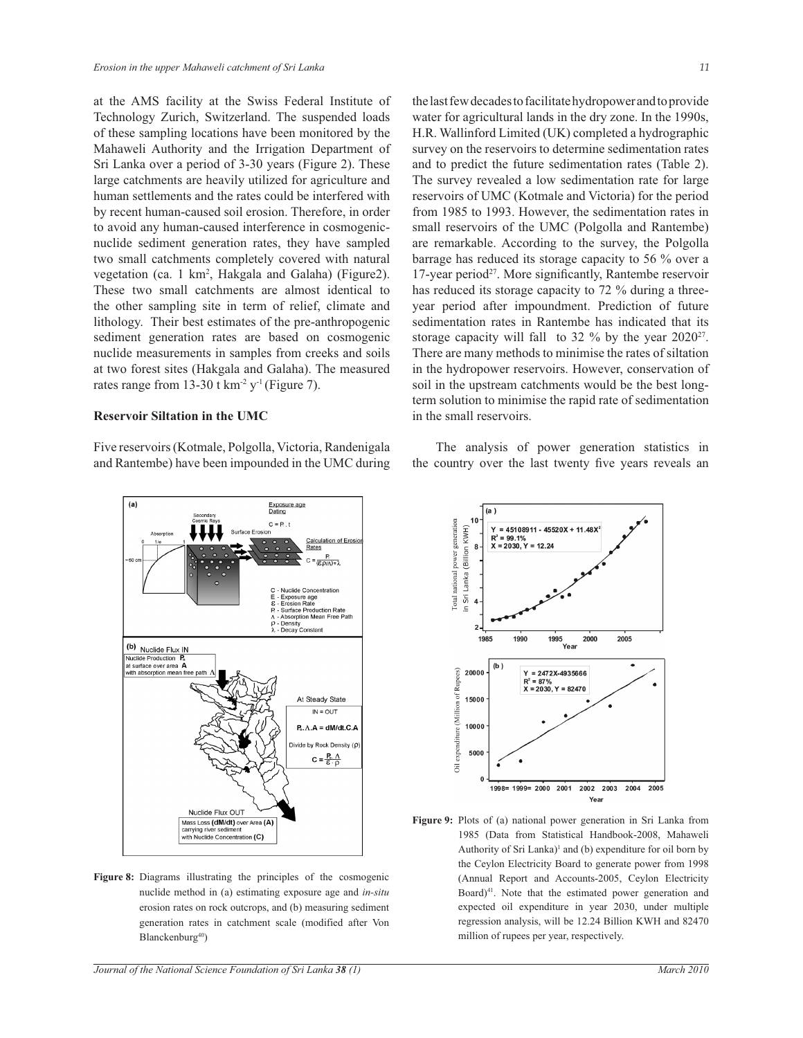at the AMS facility at the Swiss Federal Institute of Technology Zurich, Switzerland. The suspended loads of these sampling locations have been monitored by the Mahaweli Authority and the Irrigation Department of Sri Lanka over a period of 3-30 years (Figure 2). These large catchments are heavily utilized for agriculture and human settlements and the rates could be interfered with by recent human-caused soil erosion. Therefore, in order to avoid any human-caused interference in cosmogenic-nuclide sediment generation rates, they have sampled two small catchments completely covered with natural vegetation (ca. 1 $km^2$, Hakgala and Galaha) (Figure2). These two small catchments are almost identical to the other sampling site in term of relief, climate and lithology. Their best estimates of the pre-anthropogenic sediment generation rates are based on cosmogenic nuclide measurements in samples from creeks and soils at two forest sites (Hakgala and Galaha). The measured rates range from 13-30 t $km^{-2}$ $y^{-1}$ (Figure 7).

## Reservoir Siltation in the UMC

Five reservoirs (Kotmale, Polgolla, Victoria, Randenigala and Rantembe) have been impounded in the UMC during the last few decades to facilitate hydropower and to provide water for agricultural lands in the dry zone. In the 1990s, H.R. Wallinford Limited (UK) completed a hydrographic survey on the reservoirs to determine sedimentation rates and to predict the future sedimentation rates (Table 2). The survey revealed a low sedimentation rate for large reservoirs of UMC (Kotmale and Victoria) for the period from 1985 to 1993. However, the sedimentation rates in small reservoirs of the UMC (Polgolla and Rantembe) are remarkable. According to the survey, the Polgolla barrage has reduced its storage capacity to 56 % over a 17-year period[27]. More significantly, Rantembe reservoir has reduced its storage capacity to 72 % during a three-year period after impoundment. Prediction of future sedimentation rates in Rantembe has indicated that its storage capacity will fall to 32 % by the year 2020[27]. There are many methods to minimise the rates of siltation in the hydropower reservoirs. However, conservation of soil in the upstream catchments would be the best long-term solution to minimise the rapid rate of sedimentation in the small reservoirs.

The analysis of power generation statistics in the country over the last twenty five years reveals an

**Figure 8:** Diagrams illustrating the principles of the cosmogenic nuclide method in (a) estimating exposure age and *in-situ* erosion rates on rock outcrops, and (b) measuring sediment generation rates in catchment scale (modified after Von Blanckenburg[40])

**Figure 9:** Plots of (a) national power generation in Sri Lanka from 1985 (Data from Statistical Handbook-2008, Mahaweli Authority of Sri Lanka)[1] and (b) expenditure for oil born by the Ceylon Electricity Board to generate power from 1998 (Annual Report and Accounts-2005, Ceylon Electricity Board)[41]. Note that the estimated power generation and expected oil expenditure in year 2030, under multiple regression analysis, will be 12.24 Billion KWH and 82470 million of rupees per year, respectively.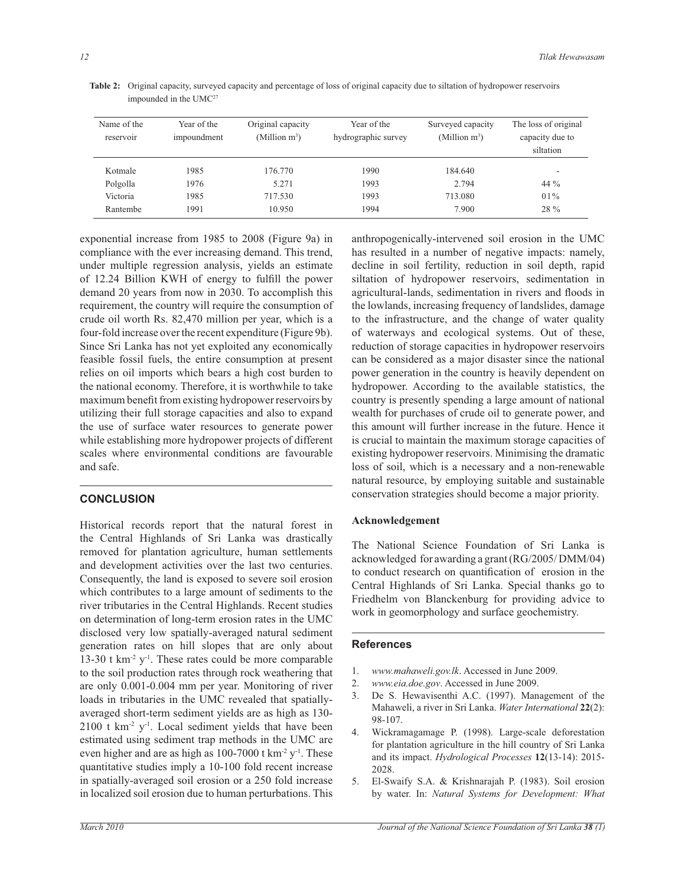**Table 2:** Original capacity, surveyed capacity and percentage of loss of original capacity due to siltation of hydropower reservoirs impounded in the UMC[27]

| Name of the reservoir | Year of the impoundment | Original capacity (Million $m^3$) | Year of the hydrographic survey | Surveyed capacity (Million $m^3$) | The loss of original capacity due to siltation |
|---|---|---|---|---|---|
| Kotmale | 1985 | 176.770 | 1990 | 184.640 | - |
| Polgolla | 1976 | 5.271 | 1993 | 2.794 | 44 % |
| Victoria | 1985 | 717.530 | 1993 | 713.080 | 01% |
| Rantembe | 1991 | 10.950 | 1994 | 7.900 | 28 % |

exponential increase from 1985 to 2008 (Figure 9a) in compliance with the ever increasing demand. This trend, under multiple regression analysis, yields an estimate of 12.24 Billion KWH of energy to fulfill the power demand 20 years from now in 2030. To accomplish this requirement, the country will require the consumption of crude oil worth Rs. 82,470 million per year, which is a four-fold increase over the recent expenditure (Figure 9b). Since Sri Lanka has not yet exploited any economically feasible fossil fuels, the entire consumption at present relies on oil imports which bears a high cost burden to the national economy. Therefore, it is worthwhile to take maximum benefit from existing hydropower reservoirs by utilizing their full storage capacities and also to expand the use of surface water resources to generate power while establishing more hydropower projects of different scales where environmental conditions are favourable and safe.

## CONCLUSION

Historical records report that the natural forest in the Central Highlands of Sri Lanka was drastically removed for plantation agriculture, human settlements and development activities over the last two centuries. Consequently, the land is exposed to severe soil erosion which contributes to a large amount of sediments to the river tributaries in the Central Highlands. Recent studies on determination of long-term erosion rates in the UMC disclosed very low spatially-averaged natural sediment generation rates on hill slopes that are only about 13-30 t $km^{-2}$ $y^{-1}$. These rates could be more comparable to the soil production rates through rock weathering that are only 0.001-0.004 mm per year. Monitoring of river loads in tributaries in the UMC revealed that spatially-averaged short-term sediment yields are as high as 130-2100 t $km^{-2}$ $y^{-1}$. Local sediment yields that have been estimated using sediment trap methods in the UMC are even higher and are as high as 100-7000 t $km^{-2}$ $y^{-1}$. These quantitative studies imply a 10-100 fold recent increase in spatially-averaged soil erosion or a 250 fold increase in localized soil erosion due to human perturbations. This anthropogenically-intervened soil erosion in the UMC has resulted in a number of negative impacts: namely, decline in soil fertility, reduction in soil depth, rapid siltation of hydropower reservoirs, sedimentation in agricultural-lands, sedimentation in rivers and floods in the lowlands, increasing frequency of landslides, damage to the infrastructure, and the change of water quality of waterways and ecological systems. Out of these, reduction of storage capacities in hydropower reservoirs can be considered as a major disaster since the national power generation in the country is heavily dependent on hydropower. According to the available statistics, the country is presently spending a large amount of national wealth for purchases of crude oil to generate power, and this amount will further increase in the future. Hence it is crucial to maintain the maximum storage capacities of existing hydropower reservoirs. Minimising the dramatic loss of soil, which is a necessary and a non-renewable natural resource, by employing suitable and sustainable conservation strategies should become a major priority.

### Acknowledgement

The National Science Foundation of Sri Lanka is acknowledged for awarding a grant (RG/2005/ DMM/04) to conduct research on quantification of erosion in the Central Highlands of Sri Lanka. Special thanks go to Friedhelm von Blanckenburg for providing advice to work in geomorphology and surface geochemistry.

## References

1. *www.mahaweli.gov.lk*. Accessed in June 2009.
2. *www.eia.doe.gov*. Accessed in June 2009.
3. De S. Hewavisenthi A.C. (1997). Management of the Mahaweli, a river in Sri Lanka. *Water International* **22**(2): 98-107.
4. Wickramagamage P. (1998). Large-scale deforestation for plantation agriculture in the hill country of Sri Lanka and its impact. *Hydrological Processes* **12**(13-14): 2015-2028.
5. El-Swaify S.A. & Krishnarajah P. (1983). Soil erosion by water. In: *Natural Systems for Development: What*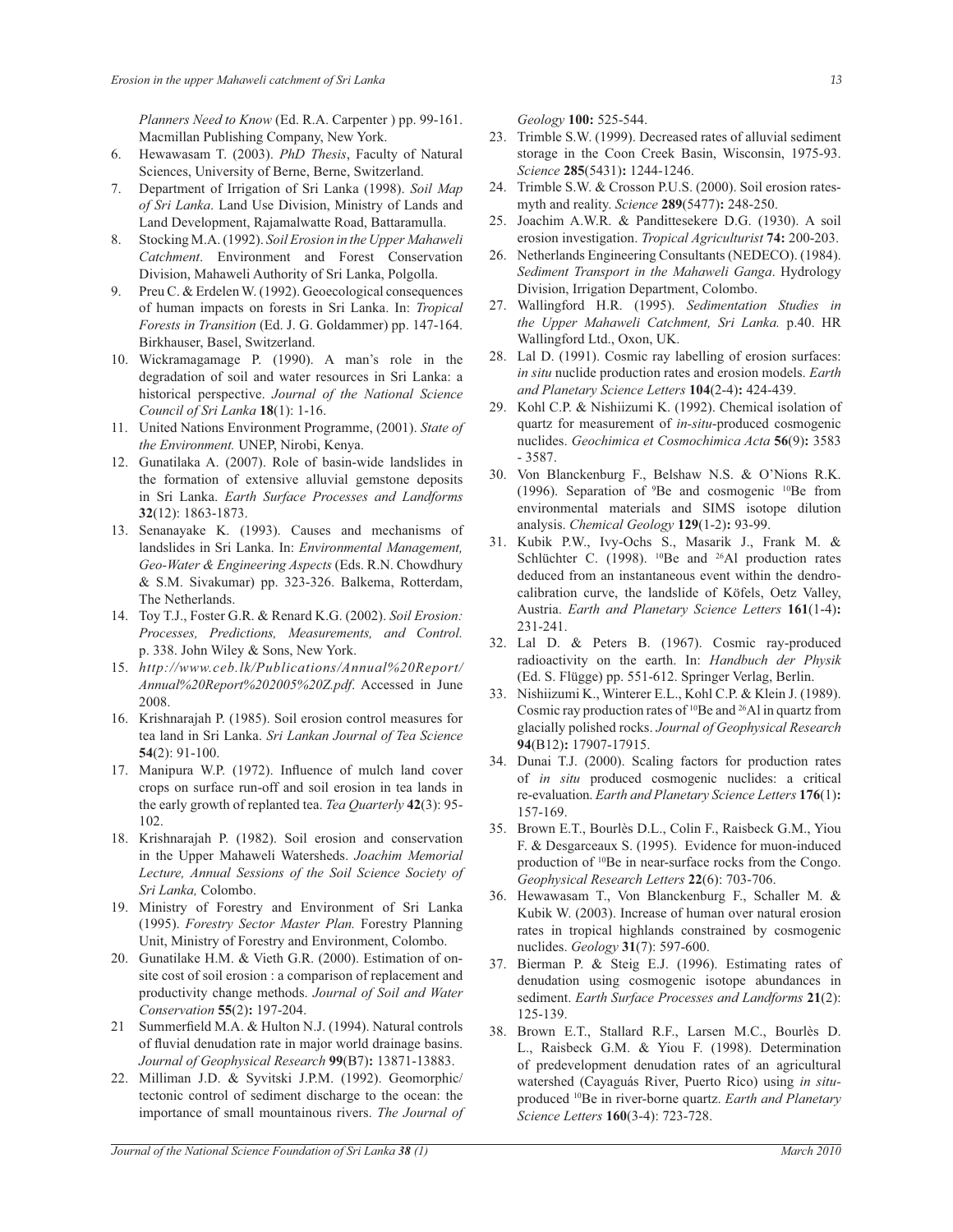*Planners Need to Know* (Ed. R.A. Carpenter ) pp. 99-161. Macmillan Publishing Company, New York.

6. Hewawasam T. (2003). *PhD Thesis*, Faculty of Natural Sciences, University of Berne, Berne, Switzerland.
7. Department of Irrigation of Sri Lanka (1998). *Soil Map of Sri Lanka*. Land Use Division, Ministry of Lands and Land Development, Rajamalwatte Road, Battaramulla.
8. Stocking M.A. (1992). *Soil Erosion in the Upper Mahaweli Catchment*. Environment and Forest Conservation Division, Mahaweli Authority of Sri Lanka, Polgolla.
9. Preu C. & Erdelen W. (1992). Geoecological consequences of human impacts on forests in Sri Lanka. In: *Tropical Forests in Transition* (Ed. J. G. Goldammer) pp. 147-164. Birkhauser, Basel, Switzerland.
10. Wickramagamage P. (1990). A man's role in the degradation of soil and water resources in Sri Lanka: a historical perspective. *Journal of the National Science Council of Sri Lanka* **18**(1): 1-16.
11. United Nations Environment Programme, (2001). *State of the Environment.* UNEP, Nirobi, Kenya.
12. Gunatilaka A. (2007). Role of basin-wide landslides in the formation of extensive alluvial gemstone deposits in Sri Lanka. *Earth Surface Processes and Landforms* **32**(12): 1863-1873.
13. Senanayake K. (1993). Causes and mechanisms of landslides in Sri Lanka. In: *Environmental Management, Geo-Water & Engineering Aspects* (Eds. R.N. Chowdhury & S.M. Sivakumar) pp. 323-326. Balkema, Rotterdam, The Netherlands.
14. Toy T.J., Foster G.R. & Renard K.G. (2002). *Soil Erosion: Processes, Predictions, Measurements, and Control.* p. 338. John Wiley & Sons, New York.
15. *http://www.ceb.lk/Publications/Annual%20Report/Annual%20Report%202005%20Z.pdf*. Accessed in June 2008.
16. Krishnarajah P. (1985). Soil erosion control measures for tea land in Sri Lanka. *Sri Lankan Journal of Tea Science* **54**(2): 91-100.
17. Manipura W.P. (1972). Influence of mulch land cover crops on surface run-off and soil erosion in tea lands in the early growth of replanted tea. *Tea Quarterly* **42**(3): 95-102.
18. Krishnarajah P. (1982). Soil erosion and conservation in the Upper Mahaweli Watersheds. *Joachim Memorial Lecture, Annual Sessions of the Soil Science Society of Sri Lanka,* Colombo.
19. Ministry of Forestry and Environment of Sri Lanka (1995). *Forestry Sector Master Plan.* Forestry Planning Unit, Ministry of Forestry and Environment, Colombo.
20. Gunatilake H.M. & Vieth G.R. (2000). Estimation of on-site cost of soil erosion : a comparison of replacement and productivity change methods. *Journal of Soil and Water Conservation* **55**(2)**:** 197-204.
21 Summerfield M.A. & Hulton N.J. (1994). Natural controls of fluvial denudation rate in major world drainage basins. *Journal of Geophysical Research* **99**(B7)**:** 13871-13883.
22. Milliman J.D. & Syvitski J.P.M. (1992). Geomorphic/tectonic control of sediment discharge to the ocean: the importance of small mountainous rivers. *The Journal of Geology* **100:** 525-544.
23. Trimble S.W. (1999). Decreased rates of alluvial sediment storage in the Coon Creek Basin, Wisconsin, 1975-93. *Science* **285**(5431)**:** 1244-1246.
24. Trimble S.W. & Crosson P.U.S. (2000). Soil erosion rates-myth and reality. *Science* **289**(5477)**:** 248-250.
25. Joachim A.W.R. & Pandittesekere D.G. (1930). A soil erosion investigation. *Tropical Agriculturist* **74:** 200-203.
26. Netherlands Engineering Consultants (NEDECO). (1984). *Sediment Transport in the Mahaweli Ganga*. Hydrology Division, Irrigation Department, Colombo.
27. Wallingford H.R. (1995). *Sedimentation Studies in the Upper Mahaweli Catchment, Sri Lanka.* p.40. HR Wallingford Ltd., Oxon, UK.
28. Lal D. (1991). Cosmic ray labelling of erosion surfaces: *in situ* nuclide production rates and erosion models. *Earth and Planetary Science Letters* **104**(2-4)**:** 424-439.
29. Kohl C.P. & Nishiizumi K. (1992). Chemical isolation of quartz for measurement of *in-situ*-produced cosmogenic nuclides. *Geochimica et Cosmochimica Acta* **56**(9)**:** 3583 - 3587.
30. Von Blanckenburg F., Belshaw N.S. & O'Nions R.K. (1996). Separation of $^{9}$Be and cosmogenic $^{10}$Be from environmental materials and SIMS isotope dilution analysis. *Chemical Geology* **129**(1-2)**:** 93-99.
31. Kubik P.W., Ivy-Ochs S., Masarik J., Frank M. & Schlüchter C. (1998). $^{10}$Be and $^{26}$Al production rates deduced from an instantaneous event within the dendro-calibration curve, the landslide of Köfels, Oetz Valley, Austria. *Earth and Planetary Science Letters* **161**(1-4)**:** 231-241.
32. Lal D. & Peters B. (1967). Cosmic ray-produced radioactivity on the earth. In: *Handbuch der Physik* (Ed. S. Flügge) pp. 551-612. Springer Verlag, Berlin.
33. Nishiizumi K., Winterer E.L., Kohl C.P. & Klein J. (1989). Cosmic ray production rates of $^{10}$Be and $^{26}$Al in quartz from glacially polished rocks. *Journal of Geophysical Research* **94**(B12)**:** 17907-17915.
34. Dunai T.J. (2000). Scaling factors for production rates of *in situ* produced cosmogenic nuclides: a critical re-evaluation. *Earth and Planetary Science Letters* **176**(1)**:** 157-169.
35. Brown E.T., Bourlès D.L., Colin F., Raisbeck G.M., Yiou F. & Desgarceaux S. (1995). Evidence for muon-induced production of $^{10}$Be in near-surface rocks from the Congo. *Geophysical Research Letters* **22**(6): 703-706.
36. Hewawasam T., Von Blanckenburg F., Schaller M. & Kubik W. (2003). Increase of human over natural erosion rates in tropical highlands constrained by cosmogenic nuclides. *Geology* **31**(7): 597-600.
37. Bierman P. & Steig E.J. (1996). Estimating rates of denudation using cosmogenic isotope abundances in sediment. *Earth Surface Processes and Landforms* **21**(2): 125-139.
38. Brown E.T., Stallard R.F., Larsen M.C., Bourlès D. L., Raisbeck G.M. & Yiou F. (1998). Determination of predevelopment denudation rates of an agricultural watershed (Cayaguás River, Puerto Rico) using *in situ*-produced $^{10}$Be in river-borne quartz. *Earth and Planetary Science Letters* **160**(3-4): 723-728.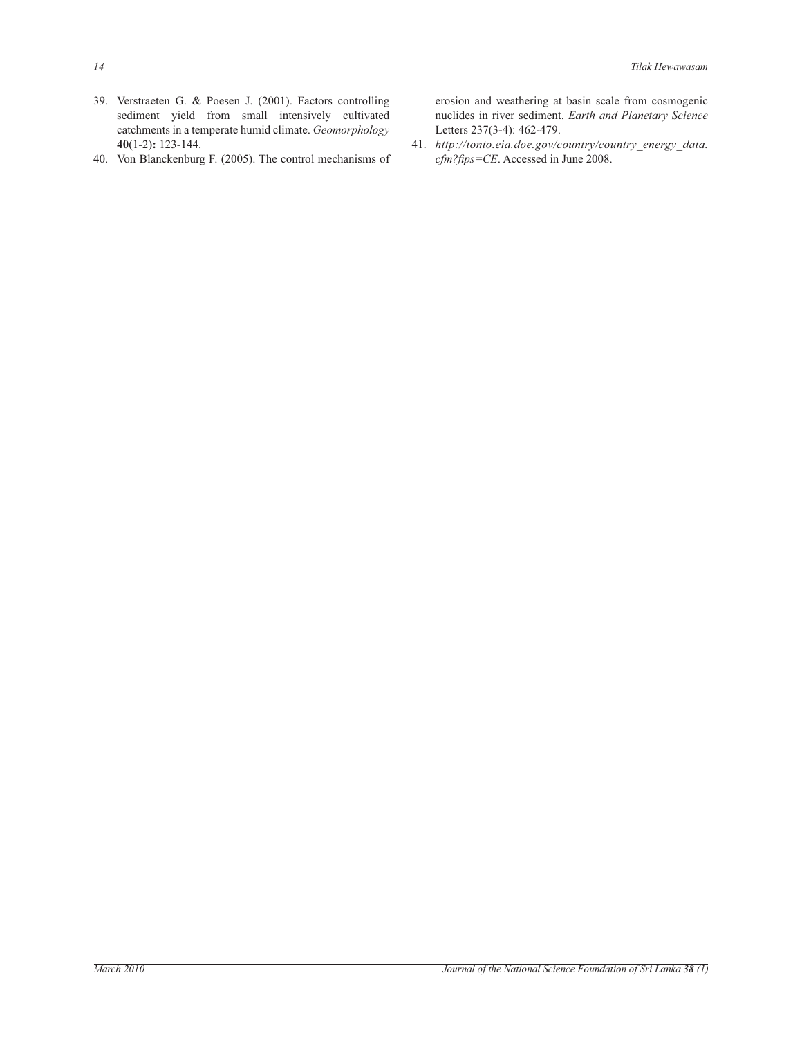39. Verstraeten G. & Poesen J. (2001). Factors controlling sediment yield from small intensively cultivated catchments in a temperate humid climate. *Geomorphology* **40**(1-2)**:** 123-144.
40. Von Blanckenburg F. (2005). The control mechanisms of erosion and weathering at basin scale from cosmogenic nuclides in river sediment. *Earth and Planetary Science* Letters 237(3-4): 462-479.
41. *http://tonto.eia.doe.gov/country/country_energy_data.cfm?fips=CE*. Accessed in June 2008.